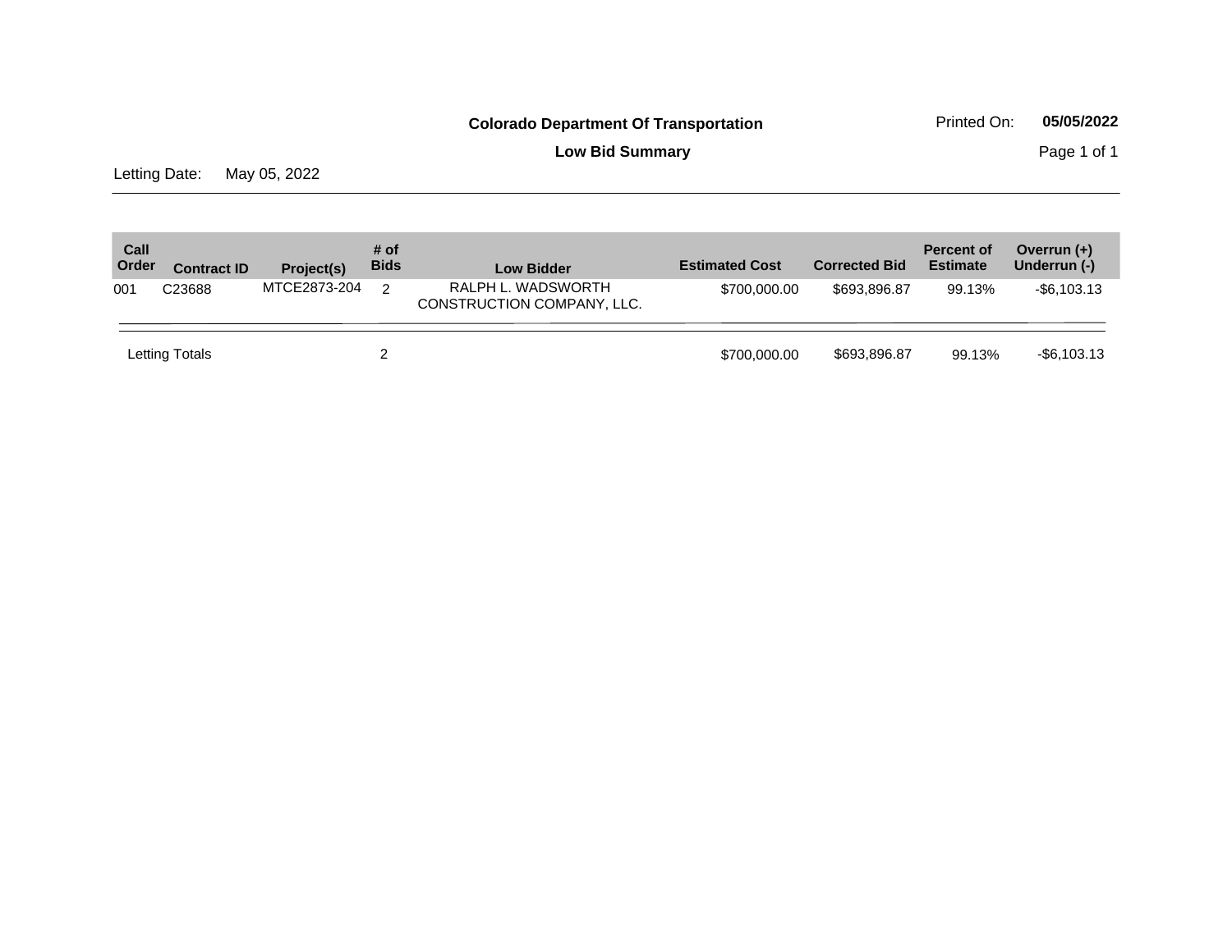**Colorado Department Of Transportation**

**Low Bid Summary**

Printed On: **05/05/2022**

Letting Date: May 05, 2022

| Call Order | Contract ID | Project(s) | # of Bids | Low Bidder | Estimated Cost | Corrected Bid | Percent of Estimate | Overrun (+) Underrun (-) |
|---|---|---|---|---|---|---|---|---|
| 001 | C23688 | MTCE2873-204 | 2 | RALPH L. WADSWORTH CONSTRUCTION COMPANY, LLC. | $700,000.00 | $693,896.87 | 99.13% | -$6,103.13 |
| Letting Totals | | | 2 | | $700,000.00 | $693,896.87 | 99.13% | -$6,103.13 |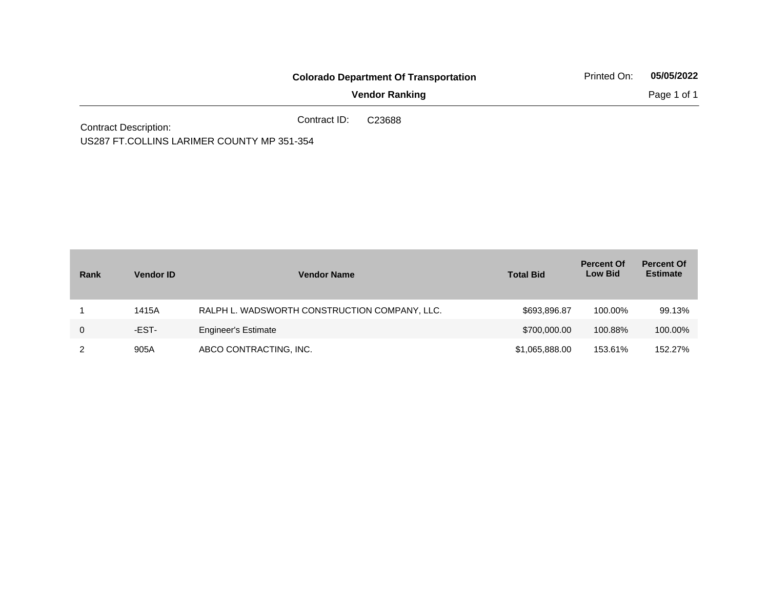**Colorado Department Of Transportation**

**Vendor Ranking**

Printed On: **05/05/2022**

Contract ID: C23688

Contract Description:
US287 FT.COLLINS LARIMER COUNTY MP 351-354

| Rank | Vendor ID | Vendor Name | Total Bid | Percent Of Low Bid | Percent Of Estimate |
|---|---|---|---|---|---|
| 1 | 1415A | RALPH L. WADSWORTH CONSTRUCTION COMPANY, LLC. | $693,896.87 | 100.00% | 99.13% |
| 0 | -EST- | Engineer's Estimate | $700,000.00 | 100.88% | 100.00% |
| 2 | 905A | ABCO CONTRACTING, INC. | $1,065,888.00 | 153.61% | 152.27% |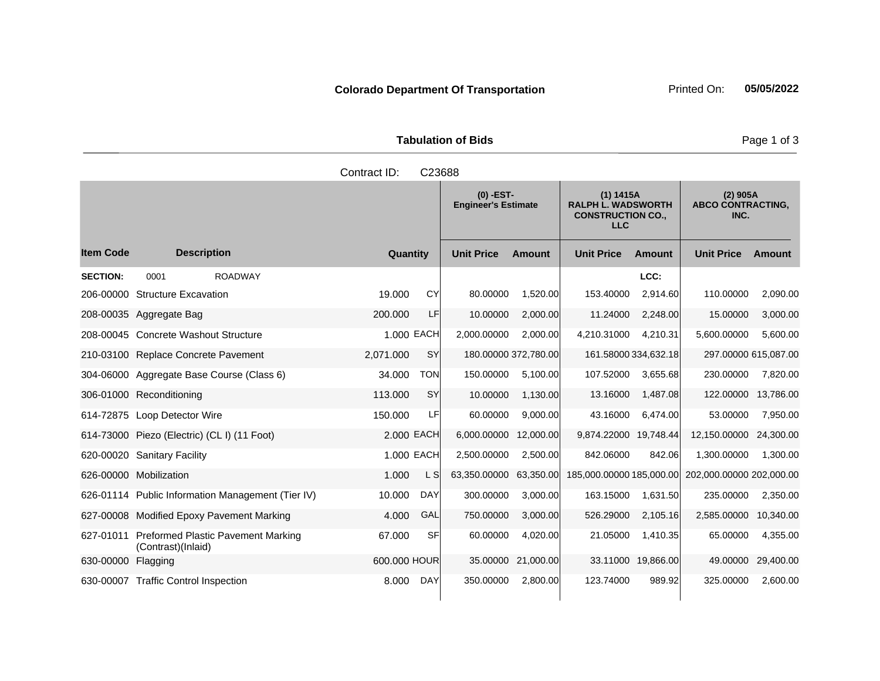**Colorado Department Of Transportation** Printed On: **05/05/2022**

**Tabulation of Bids**

Contract ID: C23688

| Item Code | Description | Quantity | | (0) -EST- Engineer's Estimate | | (1) 1415A RALPH L. WADSWORTH CONSTRUCTION CO., LLC | | (2) 905A ABCO CONTRACTING, INC. | |
|---|---|---|---|---|---|---|---|---|---|
| | | | | Unit Price | Amount | Unit Price | Amount | Unit Price | Amount |
| **SECTION:** | 0001 ROADWAY | | | | | | LCC: | | |
| 206-00000 | Structure Excavation | 19.000 | CY | 80.00000 | 1,520.00 | 153.40000 | 2,914.60 | 110.00000 | 2,090.00 |
| 208-00035 | Aggregate Bag | 200.000 | LF | 10.00000 | 2,000.00 | 11.24000 | 2,248.00 | 15.00000 | 3,000.00 |
| 208-00045 | Concrete Washout Structure | 1.000 | EACH | 2,000.00000 | 2,000.00 | 4,210.31000 | 4,210.31 | 5,600.00000 | 5,600.00 |
| 210-03100 | Replace Concrete Pavement | 2,071.000 | SY | 180.00000 | 372,780.00 | 161.58000 | 334,632.18 | 297.00000 | 615,087.00 |
| 304-06000 | Aggregate Base Course (Class 6) | 34.000 | TON | 150.00000 | 5,100.00 | 107.52000 | 3,655.68 | 230.00000 | 7,820.00 |
| 306-01000 | Reconditioning | 113.000 | SY | 10.00000 | 1,130.00 | 13.16000 | 1,487.08 | 122.00000 | 13,786.00 |
| 614-72875 | Loop Detector Wire | 150.000 | LF | 60.00000 | 9,000.00 | 43.16000 | 6,474.00 | 53.00000 | 7,950.00 |
| 614-73000 | Piezo (Electric) (CL I) (11 Foot) | 2.000 | EACH | 6,000.00000 | 12,000.00 | 9,874.22000 | 19,748.44 | 12,150.00000 | 24,300.00 |
| 620-00020 | Sanitary Facility | 1.000 | EACH | 2,500.00000 | 2,500.00 | 842.06000 | 842.06 | 1,300.00000 | 1,300.00 |
| 626-00000 | Mobilization | 1.000 | L S | 63,350.00000 | 63,350.00 | 185,000.00000 | 185,000.00 | 202,000.00000 | 202,000.00 |
| 626-01114 | Public Information Management (Tier IV) | 10.000 | DAY | 300.00000 | 3,000.00 | 163.15000 | 1,631.50 | 235.00000 | 2,350.00 |
| 627-00008 | Modified Epoxy Pavement Marking | 4.000 | GAL | 750.00000 | 3,000.00 | 526.29000 | 2,105.16 | 2,585.00000 | 10,340.00 |
| 627-01011 | Preformed Plastic Pavement Marking (Contrast)(Inlaid) | 67.000 | SF | 60.00000 | 4,020.00 | 21.05000 | 1,410.35 | 65.00000 | 4,355.00 |
| 630-00000 | Flagging | 600.000 | HOUR | 35.00000 | 21,000.00 | 33.11000 | 19,866.00 | 49.00000 | 29,400.00 |
| 630-00007 | Traffic Control Inspection | 8.000 | DAY | 350.00000 | 2,800.00 | 123.74000 | 989.92 | 325.00000 | 2,600.00 |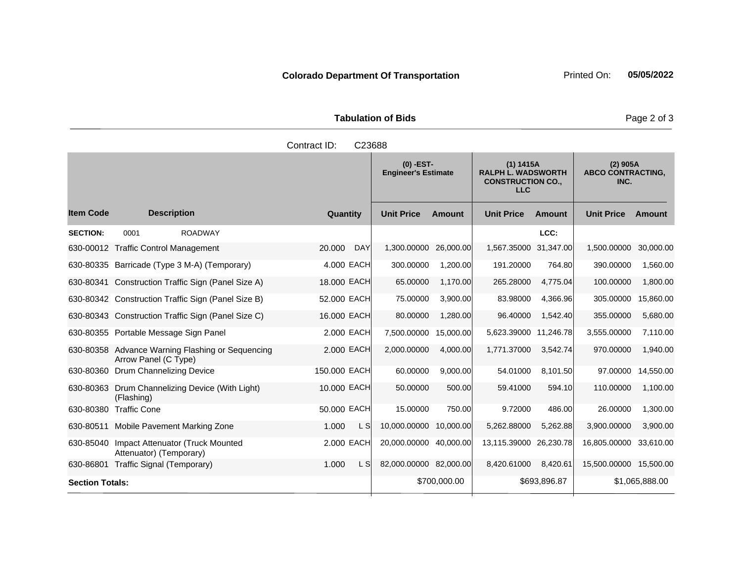**Colorado Department Of Transportation**

Printed On: **05/05/2022**

**Tabulation of Bids**

Contract ID: C23688

| | | | | (0) -EST- Engineer's Estimate | | (1) 1415A RALPH L. WADSWORTH CONSTRUCTION CO., LLC | | (2) 905A ABCO CONTRACTING, INC. | |
|---|---|---|---|---|---|---|---|---|---|
| **Item Code** | **Description** | **Quantity** | | **Unit Price** | **Amount** | **Unit Price** | **Amount** | **Unit Price** | **Amount** |
| **SECTION:** | 0001 ROADWAY | | | | | | LCC: | | |
| 630-00012 | Traffic Control Management | 20.000 | DAY | 1,300.00000 | 26,000.00 | 1,567.35000 | 31,347.00 | 1,500.00000 | 30,000.00 |
| 630-80335 | Barricade (Type 3 M-A) (Temporary) | 4.000 | EACH | 300.00000 | 1,200.00 | 191.20000 | 764.80 | 390.00000 | 1,560.00 |
| 630-80341 | Construction Traffic Sign (Panel Size A) | 18.000 | EACH | 65.00000 | 1,170.00 | 265.28000 | 4,775.04 | 100.00000 | 1,800.00 |
| 630-80342 | Construction Traffic Sign (Panel Size B) | 52.000 | EACH | 75.00000 | 3,900.00 | 83.98000 | 4,366.96 | 305.00000 | 15,860.00 |
| 630-80343 | Construction Traffic Sign (Panel Size C) | 16.000 | EACH | 80.00000 | 1,280.00 | 96.40000 | 1,542.40 | 355.00000 | 5,680.00 |
| 630-80355 | Portable Message Sign Panel | 2.000 | EACH | 7,500.00000 | 15,000.00 | 5,623.39000 | 11,246.78 | 3,555.00000 | 7,110.00 |
| 630-80358 | Advance Warning Flashing or Sequencing Arrow Panel (C Type) | 2.000 | EACH | 2,000.00000 | 4,000.00 | 1,771.37000 | 3,542.74 | 970.00000 | 1,940.00 |
| 630-80360 | Drum Channelizing Device | 150.000 | EACH | 60.00000 | 9,000.00 | 54.01000 | 8,101.50 | 97.00000 | 14,550.00 |
| 630-80363 | Drum Channelizing Device (With Light) (Flashing) | 10.000 | EACH | 50.00000 | 500.00 | 59.41000 | 594.10 | 110.00000 | 1,100.00 |
| 630-80380 | Traffic Cone | 50.000 | EACH | 15.00000 | 750.00 | 9.72000 | 486.00 | 26.00000 | 1,300.00 |
| 630-80511 | Mobile Pavement Marking Zone | 1.000 | L S | 10,000.00000 | 10,000.00 | 5,262.88000 | 5,262.88 | 3,900.00000 | 3,900.00 |
| 630-85040 | Impact Attenuator (Truck Mounted Attenuator) (Temporary) | 2.000 | EACH | 20,000.00000 | 40,000.00 | 13,115.39000 | 26,230.78 | 16,805.00000 | 33,610.00 |
| 630-86801 | Traffic Signal (Temporary) | 1.000 | L S | 82,000.00000 | 82,000.00 | 8,420.61000 | 8,420.61 | 15,500.00000 | 15,500.00 |
| **Section Totals:** | | | | | $700,000.00 | | $693,896.87 | | $1,065,888.00 |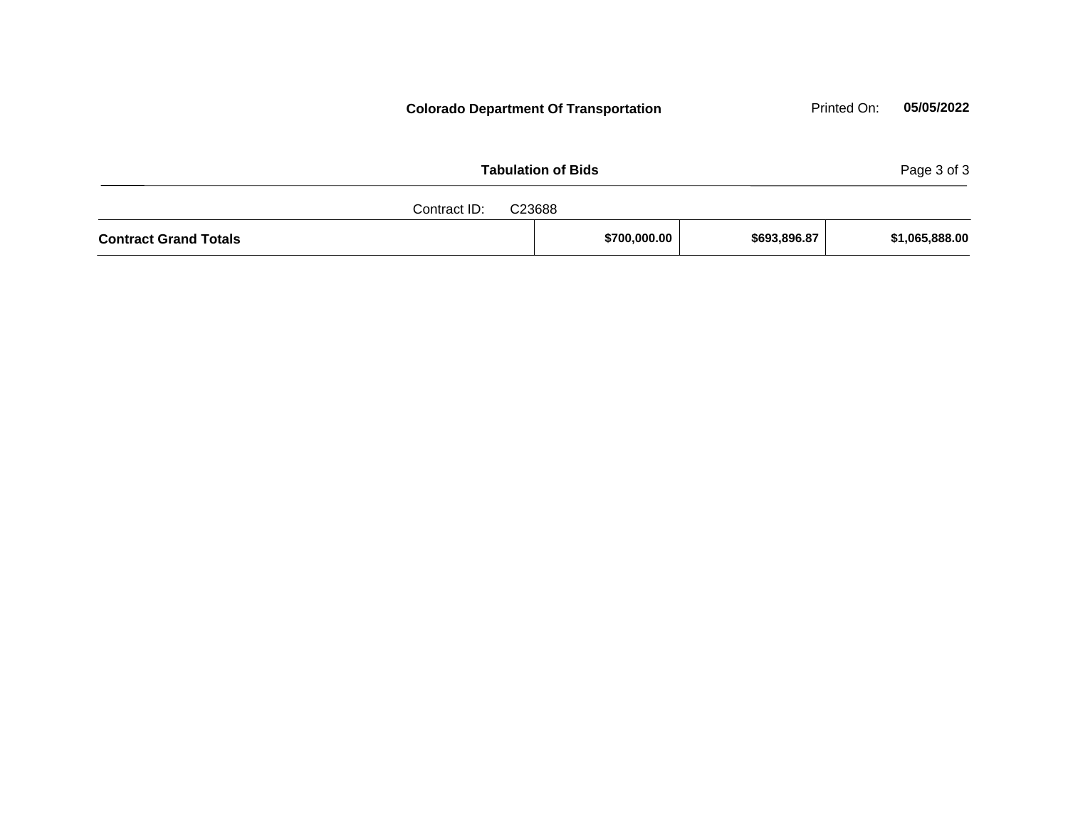Colorado Department Of Transportation

Printed On: 05/05/2022

**Tabulation of Bids**

Contract ID: C23688

| **Contract Grand Totals** | **$700,000.00** | **$693,896.87** | **$1,065,888.00** |
|---|---|---|---|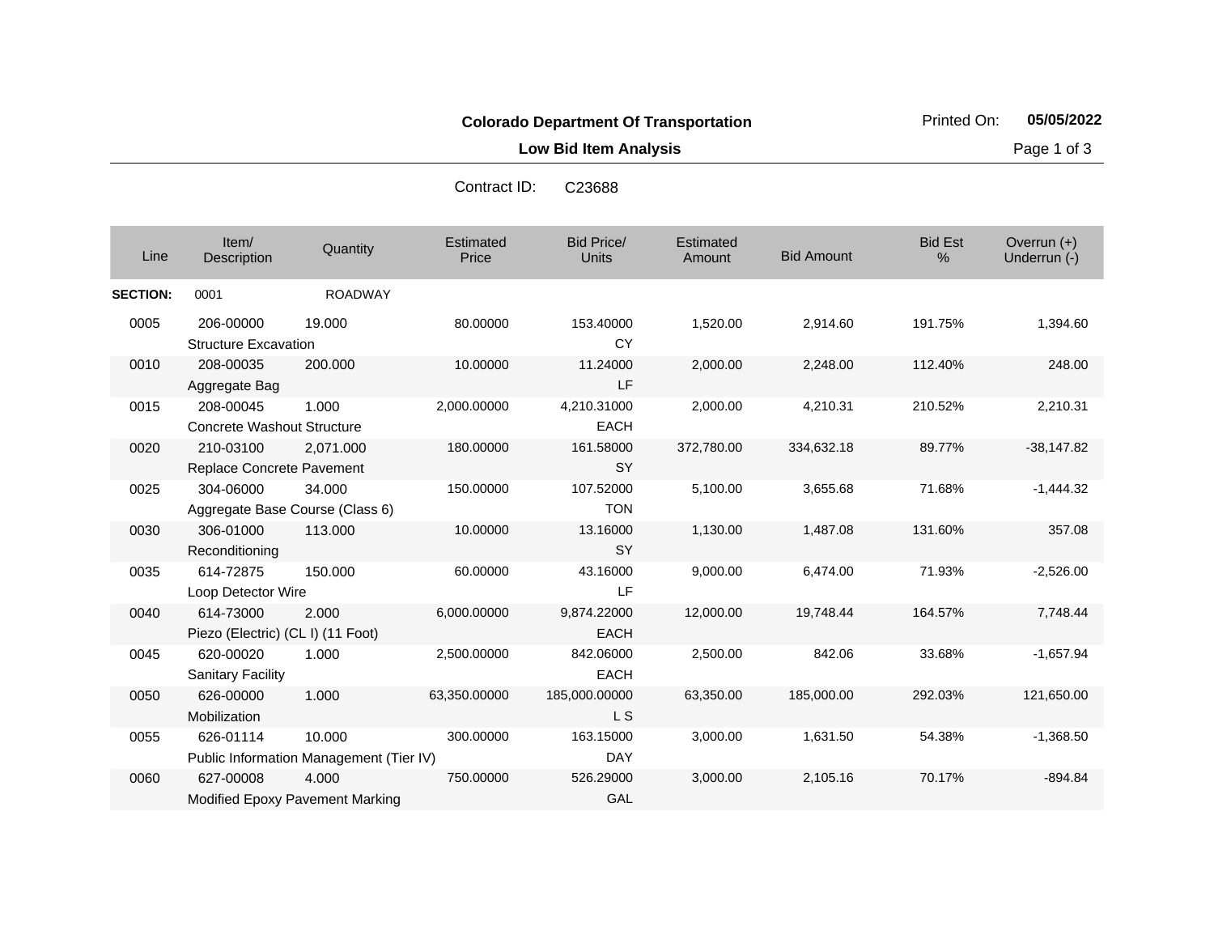**Colorado Department Of Transportation**

Printed On: **05/05/2022**

**Low Bid Item Analysis**

Contract ID: C23688

| Line | Item/ Description | Quantity | Estimated Price | Bid Price/ Units | Estimated Amount | Bid Amount | Bid Est % | Overrun (+) Underrun (-) |
|---|---|---|---|---|---|---|---|---|
| **SECTION:** | 0001 | ROADWAY | | | | | | |
| 0005 | 206-00000 Structure Excavation | 19.000 | 80.00000 | 153.40000 CY | 1,520.00 | 2,914.60 | 191.75% | 1,394.60 |
| 0010 | 208-00035 Aggregate Bag | 200.000 | 10.00000 | 11.24000 LF | 2,000.00 | 2,248.00 | 112.40% | 248.00 |
| 0015 | 208-00045 Concrete Washout Structure | 1.000 | 2,000.00000 | 4,210.31000 EACH | 2,000.00 | 4,210.31 | 210.52% | 2,210.31 |
| 0020 | 210-03100 Replace Concrete Pavement | 2,071.000 | 180.00000 | 161.58000 SY | 372,780.00 | 334,632.18 | 89.77% | -38,147.82 |
| 0025 | 304-06000 Aggregate Base Course (Class 6) | 34.000 | 150.00000 | 107.52000 TON | 5,100.00 | 3,655.68 | 71.68% | -1,444.32 |
| 0030 | 306-01000 Reconditioning | 113.000 | 10.00000 | 13.16000 SY | 1,130.00 | 1,487.08 | 131.60% | 357.08 |
| 0035 | 614-72875 Loop Detector Wire | 150.000 | 60.00000 | 43.16000 LF | 9,000.00 | 6,474.00 | 71.93% | -2,526.00 |
| 0040 | 614-73000 Piezo (Electric) (CL I) (11 Foot) | 2.000 | 6,000.00000 | 9,874.22000 EACH | 12,000.00 | 19,748.44 | 164.57% | 7,748.44 |
| 0045 | 620-00020 Sanitary Facility | 1.000 | 2,500.00000 | 842.06000 EACH | 2,500.00 | 842.06 | 33.68% | -1,657.94 |
| 0050 | 626-00000 Mobilization | 1.000 | 63,350.00000 | 185,000.00000 L S | 63,350.00 | 185,000.00 | 292.03% | 121,650.00 |
| 0055 | 626-01114 Public Information Management (Tier IV) | 10.000 | 300.00000 | 163.15000 DAY | 3,000.00 | 1,631.50 | 54.38% | -1,368.50 |
| 0060 | 627-00008 Modified Epoxy Pavement Marking | 4.000 | 750.00000 | 526.29000 GAL | 3,000.00 | 2,105.16 | 70.17% | -894.84 |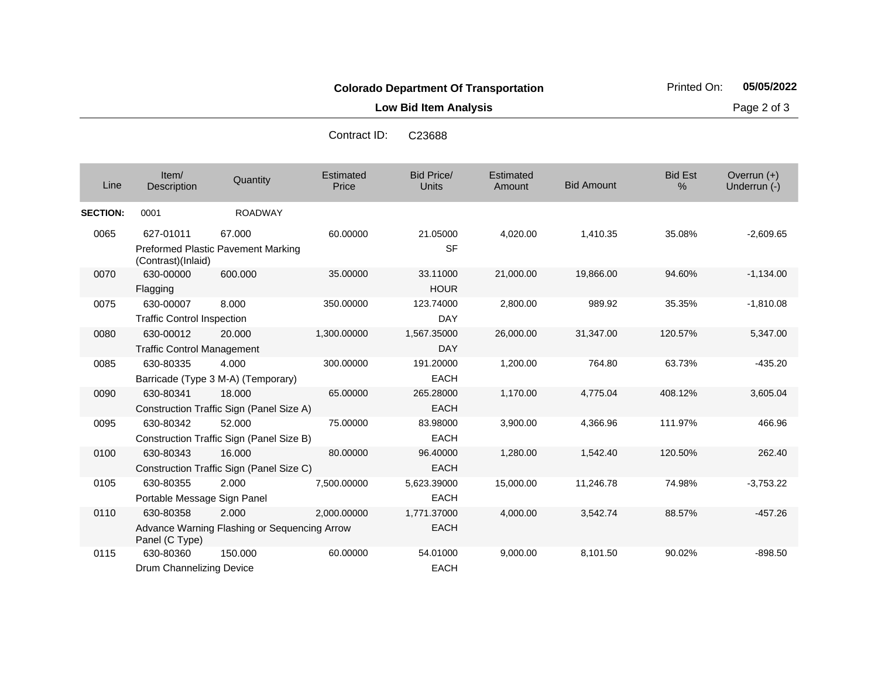**Colorado Department Of Transportation**

Printed On: **05/05/2022**

**Low Bid Item Analysis**

Contract ID: C23688

| Line | Item/ Description | Quantity | Estimated Price | Bid Price/ Units | Estimated Amount | Bid Amount | Bid Est % | Overrun (+) Underrun (-) |
|---|---|---|---|---|---|---|---|---|
| **SECTION:** | 0001 | ROADWAY | | | | | | |
| 0065 | 627-01011 Preformed Plastic Pavement Marking (Contrast)(Inlaid) | 67.000 | 60.00000 | 21.05000 SF | 4,020.00 | 1,410.35 | 35.08% | -2,609.65 |
| 0070 | 630-00000 Flagging | 600.000 | 35.00000 | 33.11000 HOUR | 21,000.00 | 19,866.00 | 94.60% | -1,134.00 |
| 0075 | 630-00007 Traffic Control Inspection | 8.000 | 350.00000 | 123.74000 DAY | 2,800.00 | 989.92 | 35.35% | -1,810.08 |
| 0080 | 630-00012 Traffic Control Management | 20.000 | 1,300.00000 | 1,567.35000 DAY | 26,000.00 | 31,347.00 | 120.57% | 5,347.00 |
| 0085 | 630-80335 Barricade (Type 3 M-A) (Temporary) | 4.000 | 300.00000 | 191.20000 EACH | 1,200.00 | 764.80 | 63.73% | -435.20 |
| 0090 | 630-80341 Construction Traffic Sign (Panel Size A) | 18.000 | 65.00000 | 265.28000 EACH | 1,170.00 | 4,775.04 | 408.12% | 3,605.04 |
| 0095 | 630-80342 Construction Traffic Sign (Panel Size B) | 52.000 | 75.00000 | 83.98000 EACH | 3,900.00 | 4,366.96 | 111.97% | 466.96 |
| 0100 | 630-80343 Construction Traffic Sign (Panel Size C) | 16.000 | 80.00000 | 96.40000 EACH | 1,280.00 | 1,542.40 | 120.50% | 262.40 |
| 0105 | 630-80355 Portable Message Sign Panel | 2.000 | 7,500.00000 | 5,623.39000 EACH | 15,000.00 | 11,246.78 | 74.98% | -3,753.22 |
| 0110 | 630-80358 Advance Warning Flashing or Sequencing Arrow Panel (C Type) | 2.000 | 2,000.00000 | 1,771.37000 EACH | 4,000.00 | 3,542.74 | 88.57% | -457.26 |
| 0115 | 630-80360 Drum Channelizing Device | 150.000 | 60.00000 | 54.01000 EACH | 9,000.00 | 8,101.50 | 90.02% | -898.50 |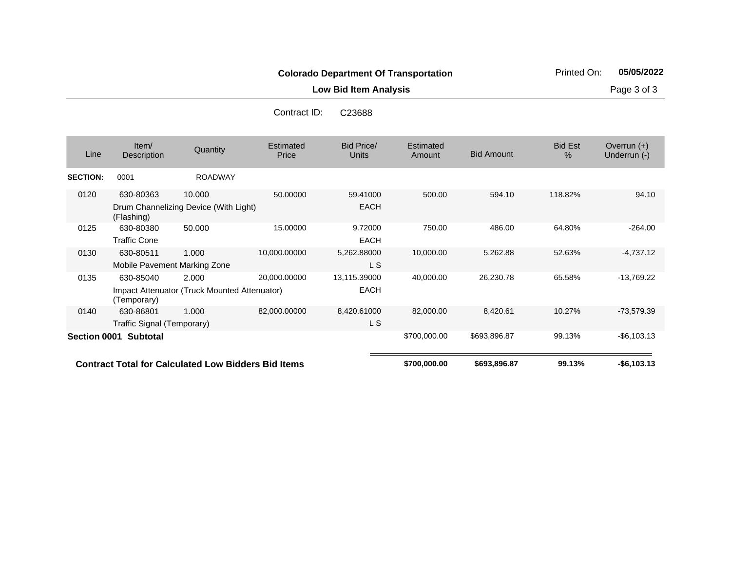**Colorado Department Of Transportation**

Printed On: **05/05/2022**

**Low Bid Item Analysis**

Contract ID: C23688

| Line | Item/ Description | Quantity | Estimated Price | Bid Price/ Units | Estimated Amount | Bid Amount | Bid Est % | Overrun (+) Underrun (-) |
|---|---|---|---|---|---|---|---|---|
| **SECTION:** | 0001 | ROADWAY | | | | | | |
| 0120 | 630-80363 Drum Channelizing Device (With Light) (Flashing) | 10.000 | 50.00000 | 59.41000 EACH | 500.00 | 594.10 | 118.82% | 94.10 |
| 0125 | 630-80380 Traffic Cone | 50.000 | 15.00000 | 9.72000 EACH | 750.00 | 486.00 | 64.80% | -264.00 |
| 0130 | 630-80511 Mobile Pavement Marking Zone | 1.000 | 10,000.00000 | 5,262.88000 L S | 10,000.00 | 5,262.88 | 52.63% | -4,737.12 |
| 0135 | 630-85040 Impact Attenuator (Truck Mounted Attenuator) (Temporary) | 2.000 | 20,000.00000 | 13,115.39000 EACH | 40,000.00 | 26,230.78 | 65.58% | -13,769.22 |
| 0140 | 630-86801 Traffic Signal (Temporary) | 1.000 | 82,000.00000 | 8,420.61000 L S | 82,000.00 | 8,420.61 | 10.27% | -73,579.39 |
| **Section 0001 Subtotal** | | | | | $700,000.00 | $693,896.87 | 99.13% | -$6,103.13 |
| **Contract Total for Calculated Low Bidders Bid Items** | | | | | **$700,000.00** | **$693,896.87** | **99.13%** | **-$6,103.13** |